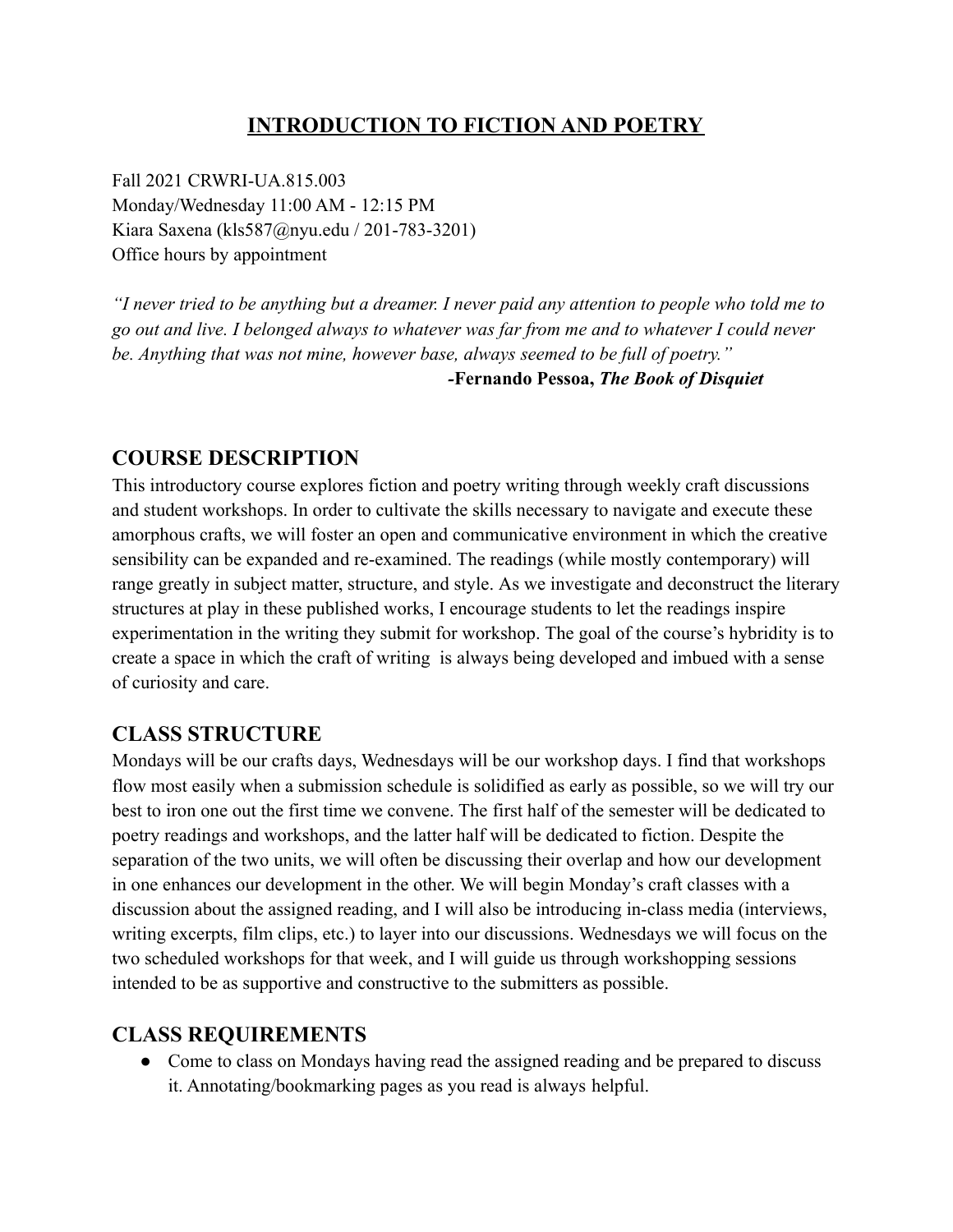# INTRODUCTION TO FICTION AND POETRY

Fall 2021 CRWRI-UA.815.003
Monday/Wednesday 11:00 AM - 12:15 PM
Kiara Saxena (kls587@nyu.edu / 201-783-3201)
Office hours by appointment

*"I never tried to be anything but a dreamer. I never paid any attention to people who told me to go out and live. I belonged always to whatever was far from me and to whatever I could never be. Anything that was not mine, however base, always seemed to be full of poetry."*

**-Fernando Pessoa, *The Book of Disquiet***

## COURSE DESCRIPTION

This introductory course explores fiction and poetry writing through weekly craft discussions and student workshops. In order to cultivate the skills necessary to navigate and execute these amorphous crafts, we will foster an open and communicative environment in which the creative sensibility can be expanded and re-examined. The readings (while mostly contemporary) will range greatly in subject matter, structure, and style. As we investigate and deconstruct the literary structures at play in these published works, I encourage students to let the readings inspire experimentation in the writing they submit for workshop. The goal of the course's hybridity is to create a space in which the craft of writing is always being developed and imbued with a sense of curiosity and care.

## CLASS STRUCTURE

Mondays will be our crafts days, Wednesdays will be our workshop days. I find that workshops flow most easily when a submission schedule is solidified as early as possible, so we will try our best to iron one out the first time we convene. The first half of the semester will be dedicated to poetry readings and workshops, and the latter half will be dedicated to fiction. Despite the separation of the two units, we will often be discussing their overlap and how our development in one enhances our development in the other. We will begin Monday's craft classes with a discussion about the assigned reading, and I will also be introducing in-class media (interviews, writing excerpts, film clips, etc.) to layer into our discussions. Wednesdays we will focus on the two scheduled workshops for that week, and I will guide us through workshopping sessions intended to be as supportive and constructive to the submitters as possible.

## CLASS REQUIREMENTS

- Come to class on Mondays having read the assigned reading and be prepared to discuss it. Annotating/bookmarking pages as you read is always helpful.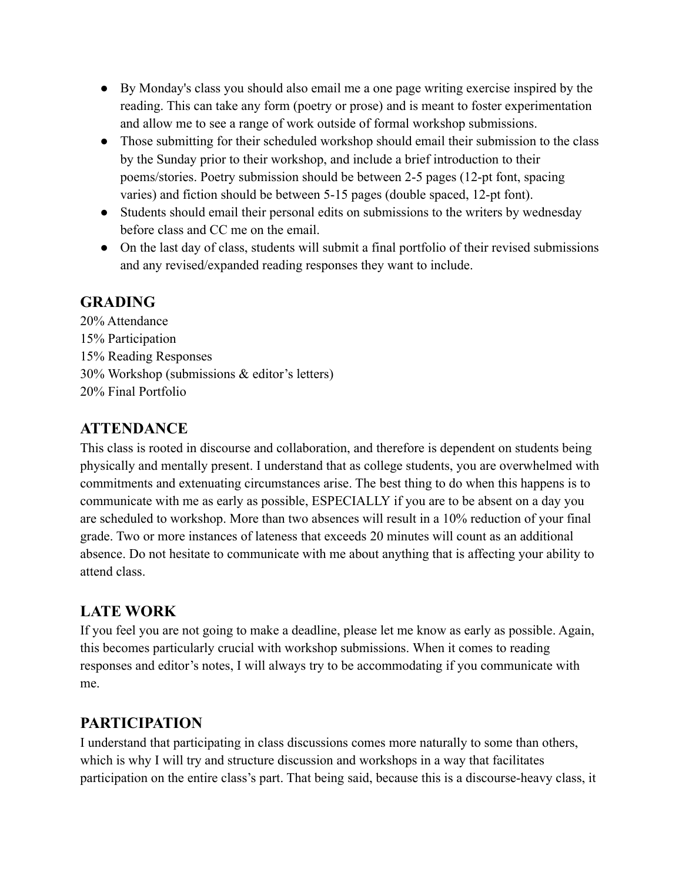- By Monday's class you should also email me a one page writing exercise inspired by the reading. This can take any form (poetry or prose) and is meant to foster experimentation and allow me to see a range of work outside of formal workshop submissions.
- Those submitting for their scheduled workshop should email their submission to the class by the Sunday prior to their workshop, and include a brief introduction to their poems/stories. Poetry submission should be between 2-5 pages (12-pt font, spacing varies) and fiction should be between 5-15 pages (double spaced, 12-pt font).
- Students should email their personal edits on submissions to the writers by wednesday before class and CC me on the email.
- On the last day of class, students will submit a final portfolio of their revised submissions and any revised/expanded reading responses they want to include.

## GRADING

20% Attendance
15% Participation
15% Reading Responses
30% Workshop (submissions & editor's letters)
20% Final Portfolio

## ATTENDANCE

This class is rooted in discourse and collaboration, and therefore is dependent on students being physically and mentally present. I understand that as college students, you are overwhelmed with commitments and extenuating circumstances arise. The best thing to do when this happens is to communicate with me as early as possible, ESPECIALLY if you are to be absent on a day you are scheduled to workshop. More than two absences will result in a 10% reduction of your final grade. Two or more instances of lateness that exceeds 20 minutes will count as an additional absence. Do not hesitate to communicate with me about anything that is affecting your ability to attend class.

## LATE WORK

If you feel you are not going to make a deadline, please let me know as early as possible. Again, this becomes particularly crucial with workshop submissions. When it comes to reading responses and editor's notes, I will always try to be accommodating if you communicate with me.

## PARTICIPATION

I understand that participating in class discussions comes more naturally to some than others, which is why I will try and structure discussion and workshops in a way that facilitates participation on the entire class's part. That being said, because this is a discourse-heavy class, it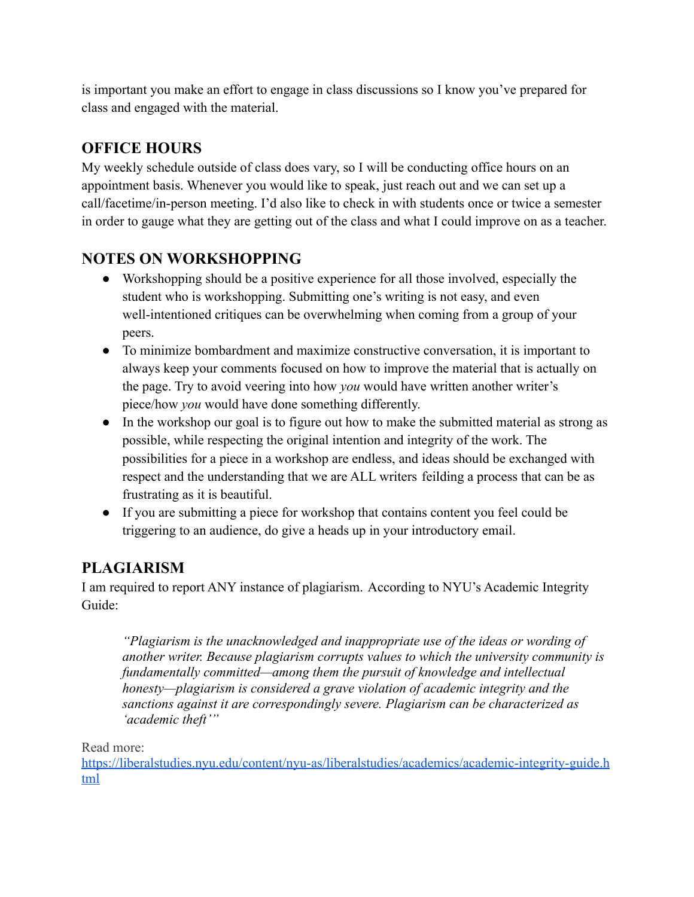is important you make an effort to engage in class discussions so I know you've prepared for class and engaged with the material.

## OFFICE HOURS

My weekly schedule outside of class does vary, so I will be conducting office hours on an appointment basis. Whenever you would like to speak, just reach out and we can set up a call/facetime/in-person meeting. I'd also like to check in with students once or twice a semester in order to gauge what they are getting out of the class and what I could improve on as a teacher.

## NOTES ON WORKSHOPPING

- Workshopping should be a positive experience for all those involved, especially the student who is workshopping. Submitting one's writing is not easy, and even well-intentioned critiques can be overwhelming when coming from a group of your peers.
- To minimize bombardment and maximize constructive conversation, it is important to always keep your comments focused on how to improve the material that is actually on the page. Try to avoid veering into how *you* would have written another writer's piece/how *you* would have done something differently.
- In the workshop our goal is to figure out how to make the submitted material as strong as possible, while respecting the original intention and integrity of the work. The possibilities for a piece in a workshop are endless, and ideas should be exchanged with respect and the understanding that we are ALL writers feilding a process that can be as frustrating as it is beautiful.
- If you are submitting a piece for workshop that contains content you feel could be triggering to an audience, do give a heads up in your introductory email.

## PLAGIARISM

I am required to report ANY instance of plagiarism. According to NYU's Academic Integrity Guide:

> *"Plagiarism is the unacknowledged and inappropriate use of the ideas or wording of another writer. Because plagiarism corrupts values to which the university community is fundamentally committed—among them the pursuit of knowledge and intellectual honesty—plagiarism is considered a grave violation of academic integrity and the sanctions against it are correspondingly severe. Plagiarism can be characterized as 'academic theft'"*

Read more:
[https://liberalstudies.nyu.edu/content/nyu-as/liberalstudies/academics/academic-integrity-guide.html](https://liberalstudies.nyu.edu/content/nyu-as/liberalstudies/academics/academic-integrity-guide.html)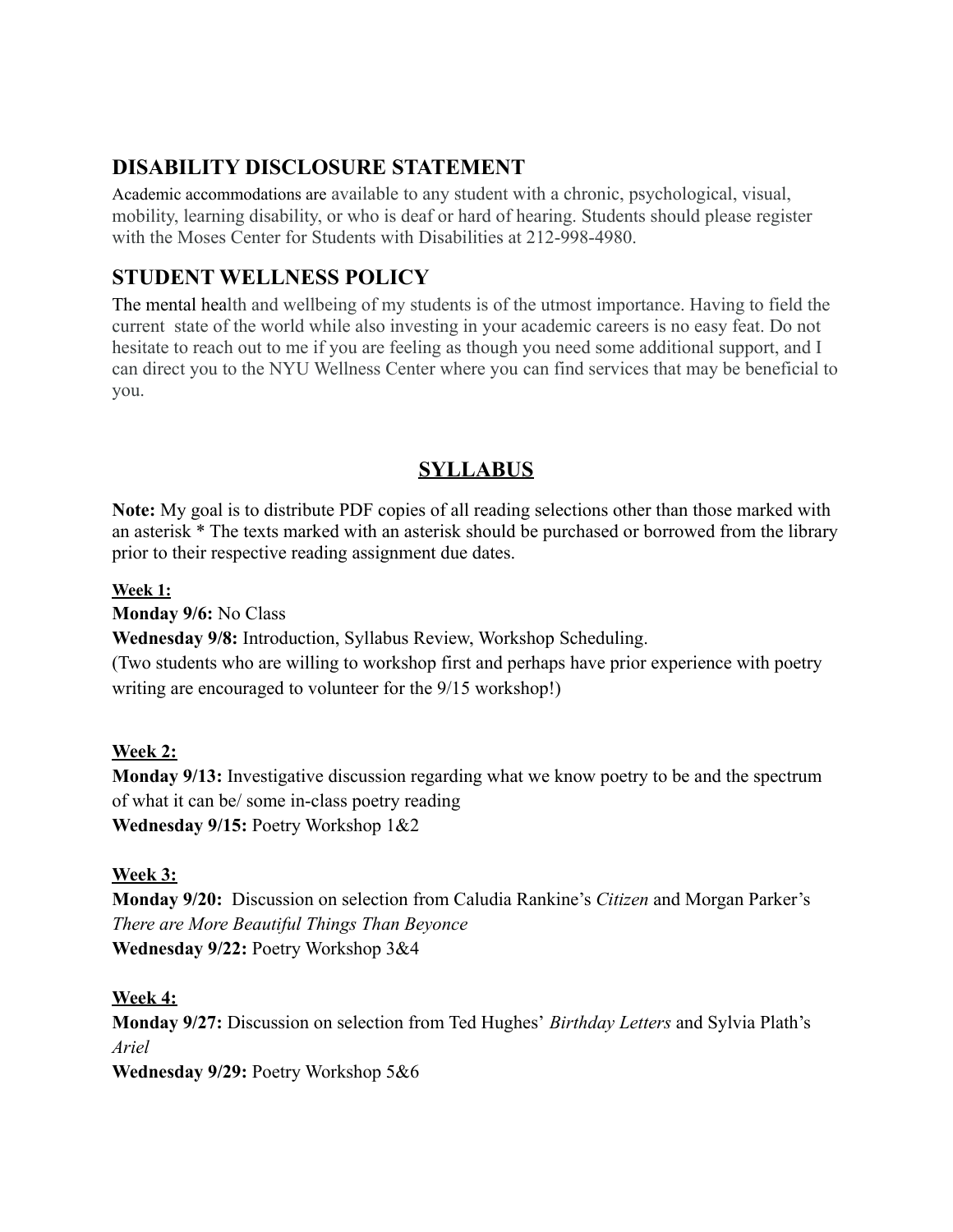## DISABILITY DISCLOSURE STATEMENT

Academic accommodations are available to any student with a chronic, psychological, visual, mobility, learning disability, or who is deaf or hard of hearing. Students should please register with the Moses Center for Students with Disabilities at 212-998-4980.

## STUDENT WELLNESS POLICY

The mental health and wellbeing of my students is of the utmost importance. Having to field the current state of the world while also investing in your academic careers is no easy feat. Do not hesitate to reach out to me if you are feeling as though you need some additional support, and I can direct you to the NYU Wellness Center where you can find services that may be beneficial to you.

## SYLLABUS

**Note:** My goal is to distribute PDF copies of all reading selections other than those marked with an asterisk * The texts marked with an asterisk should be purchased or borrowed from the library prior to their respective reading assignment due dates.

**Week 1:**

**Monday 9/6:** No Class

**Wednesday 9/8:** Introduction, Syllabus Review, Workshop Scheduling.
(Two students who are willing to workshop first and perhaps have prior experience with poetry writing are encouraged to volunteer for the 9/15 workshop!)

**Week 2:**

**Monday 9/13:** Investigative discussion regarding what we know poetry to be and the spectrum of what it can be/ some in-class poetry reading

**Wednesday 9/15:** Poetry Workshop 1&2

**Week 3:**

**Monday 9/20:** Discussion on selection from Caludia Rankine's *Citizen* and Morgan Parker's *There are More Beautiful Things Than Beyonce*

**Wednesday 9/22:** Poetry Workshop 3&4

**Week 4:**

**Monday 9/27:** Discussion on selection from Ted Hughes' *Birthday Letters* and Sylvia Plath's *Ariel*

**Wednesday 9/29:** Poetry Workshop 5&6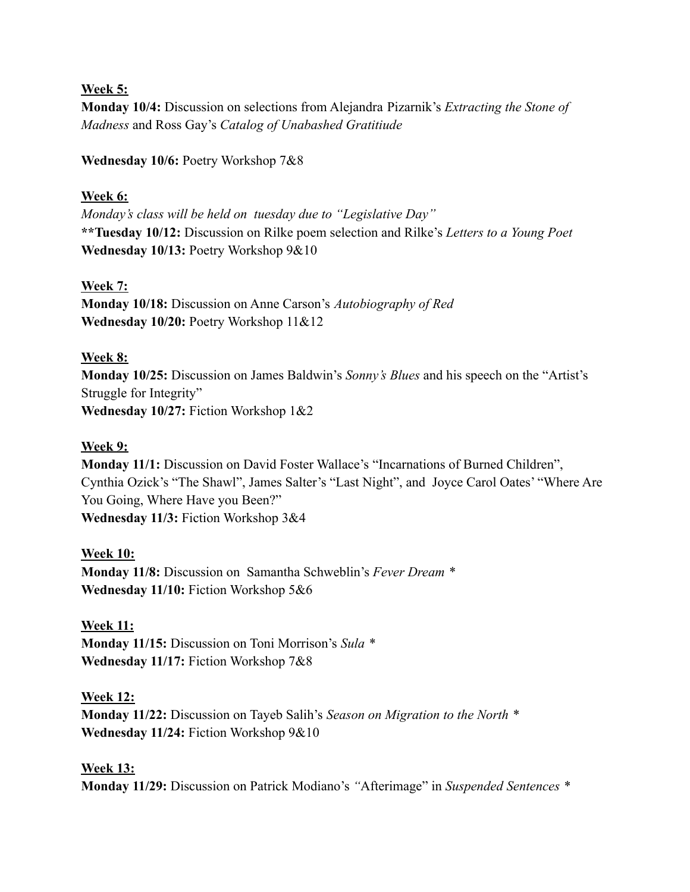<u>**Week 5:**</u>

**Monday 10/4:** Discussion on selections from Alejandra Pizarnik's *Extracting the Stone of Madness* and Ross Gay's *Catalog of Unabashed Gratitiude*

**Wednesday 10/6:** Poetry Workshop 7&8

<u>**Week 6:**</u>

*Monday's class will be held on tuesday due to "Legislative Day"*

****Tuesday 10/12:** Discussion on Rilke poem selection and Rilke's *Letters to a Young Poet*

**Wednesday 10/13:** Poetry Workshop 9&10

<u>**Week 7:**</u>

**Monday 10/18:** Discussion on Anne Carson's *Autobiography of Red*

**Wednesday 10/20:** Poetry Workshop 11&12

<u>**Week 8:**</u>

**Monday 10/25:** Discussion on James Baldwin's *Sonny's Blues* and his speech on the "Artist's Struggle for Integrity"

**Wednesday 10/27:** Fiction Workshop 1&2

<u>**Week 9:**</u>

**Monday 11/1:** Discussion on David Foster Wallace's "Incarnations of Burned Children", Cynthia Ozick's "The Shawl", James Salter's "Last Night", and Joyce Carol Oates' "Where Are You Going, Where Have you Been?"

**Wednesday 11/3:** Fiction Workshop 3&4

<u>**Week 10:**</u>

**Monday 11/8:** Discussion on Samantha Schweblin's *Fever Dream* *

**Wednesday 11/10:** Fiction Workshop 5&6

<u>**Week 11:**</u>

**Monday 11/15:** Discussion on Toni Morrison's *Sula* *

**Wednesday 11/17:** Fiction Workshop 7&8

<u>**Week 12:**</u>

**Monday 11/22:** Discussion on Tayeb Salih's *Season on Migration to the North* *

**Wednesday 11/24:** Fiction Workshop 9&10

<u>**Week 13:**</u>

**Monday 11/29:** Discussion on Patrick Modiano's "Afterimage" in *Suspended Sentences* *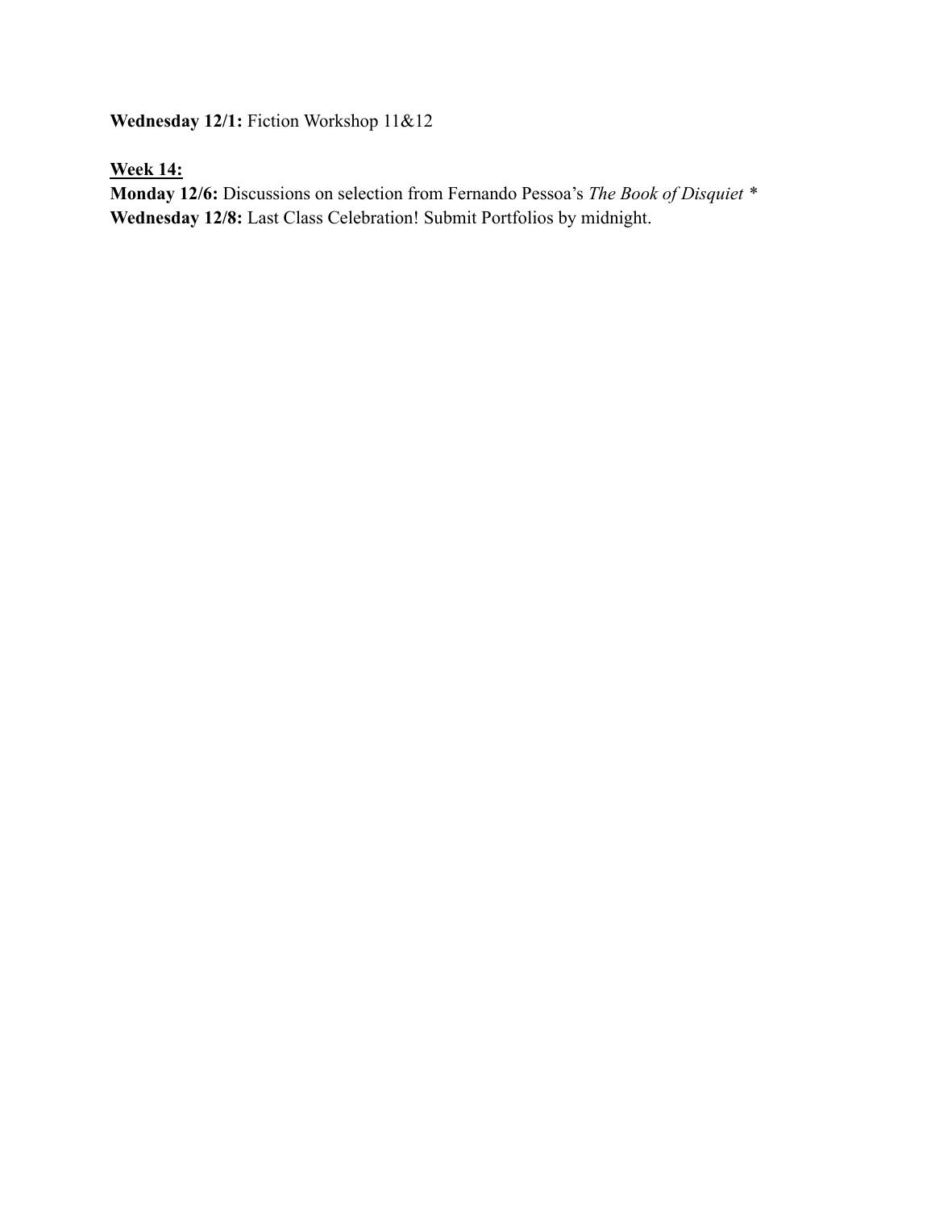**Wednesday 12/1:** Fiction Workshop 11&12

**Week 14:**

**Monday 12/6:** Discussions on selection from Fernando Pessoa's *The Book of Disquiet* *
**Wednesday 12/8:** Last Class Celebration! Submit Portfolios by midnight.